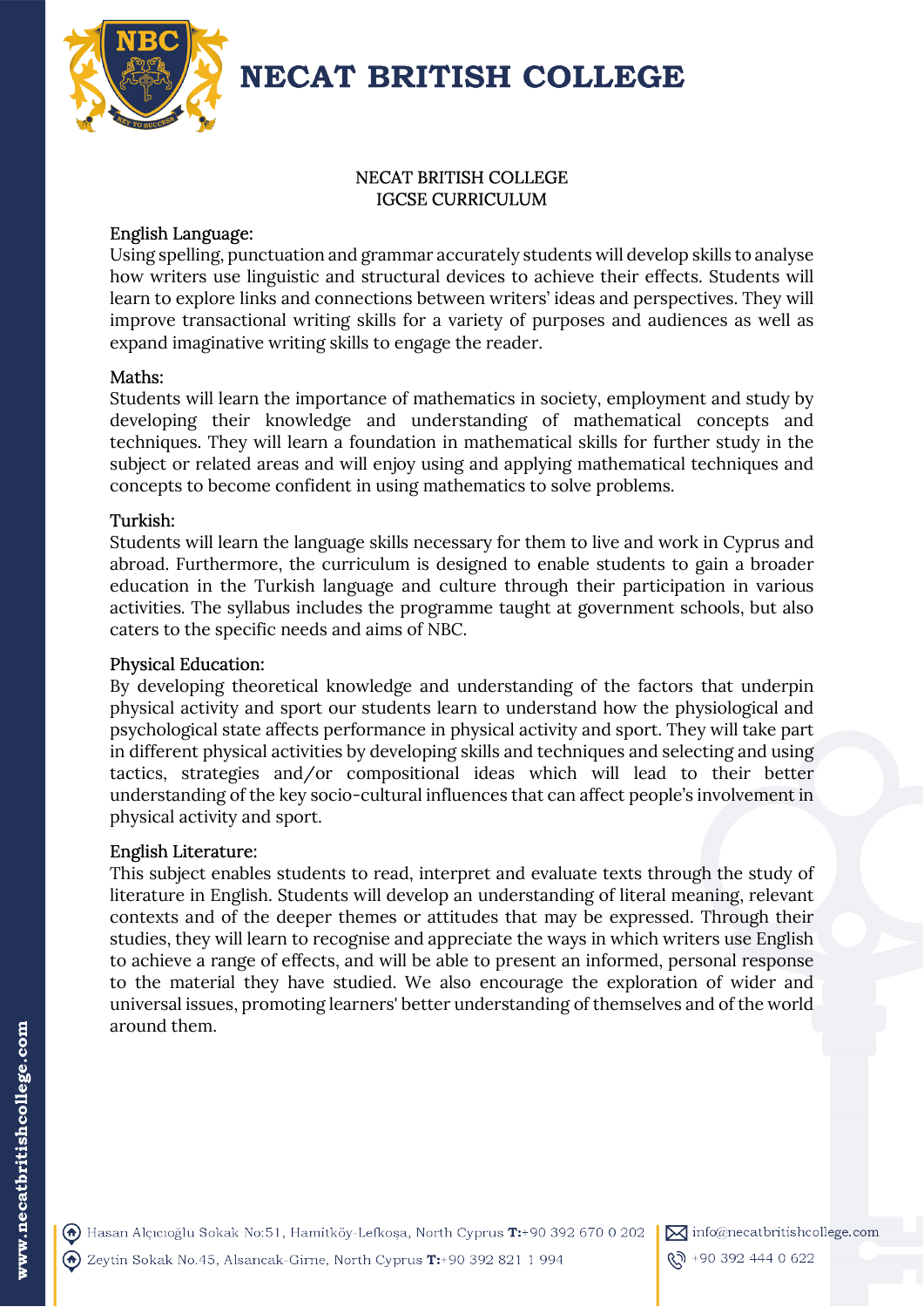# NECAT BRITISH COLLEGE

## NECAT BRITISH COLLEGE
## IGCSE CURRICULUM

### English Language:

Using spelling, punctuation and grammar accurately students will develop skills to analyse how writers use linguistic and structural devices to achieve their effects. Students will learn to explore links and connections between writers' ideas and perspectives. They will improve transactional writing skills for a variety of purposes and audiences as well as expand imaginative writing skills to engage the reader.

### Maths:

Students will learn the importance of mathematics in society, employment and study by developing their knowledge and understanding of mathematical concepts and techniques. They will learn a foundation in mathematical skills for further study in the subject or related areas and will enjoy using and applying mathematical techniques and concepts to become confident in using mathematics to solve problems.

### Turkish:

Students will learn the language skills necessary for them to live and work in Cyprus and abroad. Furthermore, the curriculum is designed to enable students to gain a broader education in the Turkish language and culture through their participation in various activities. The syllabus includes the programme taught at government schools, but also caters to the specific needs and aims of NBC.

### Physical Education:

By developing theoretical knowledge and understanding of the factors that underpin physical activity and sport our students learn to understand how the physiological and psychological state affects performance in physical activity and sport. They will take part in different physical activities by developing skills and techniques and selecting and using tactics, strategies and/or compositional ideas which will lead to their better understanding of the key socio-cultural influences that can affect people's involvement in physical activity and sport.

### English Literature:

This subject enables students to read, interpret and evaluate texts through the study of literature in English. Students will develop an understanding of literal meaning, relevant contexts and of the deeper themes or attitudes that may be expressed. Through their studies, they will learn to recognise and appreciate the ways in which writers use English to achieve a range of effects, and will be able to present an informed, personal response to the material they have studied. We also encourage the exploration of wider and universal issues, promoting learners' better understanding of themselves and of the world around them.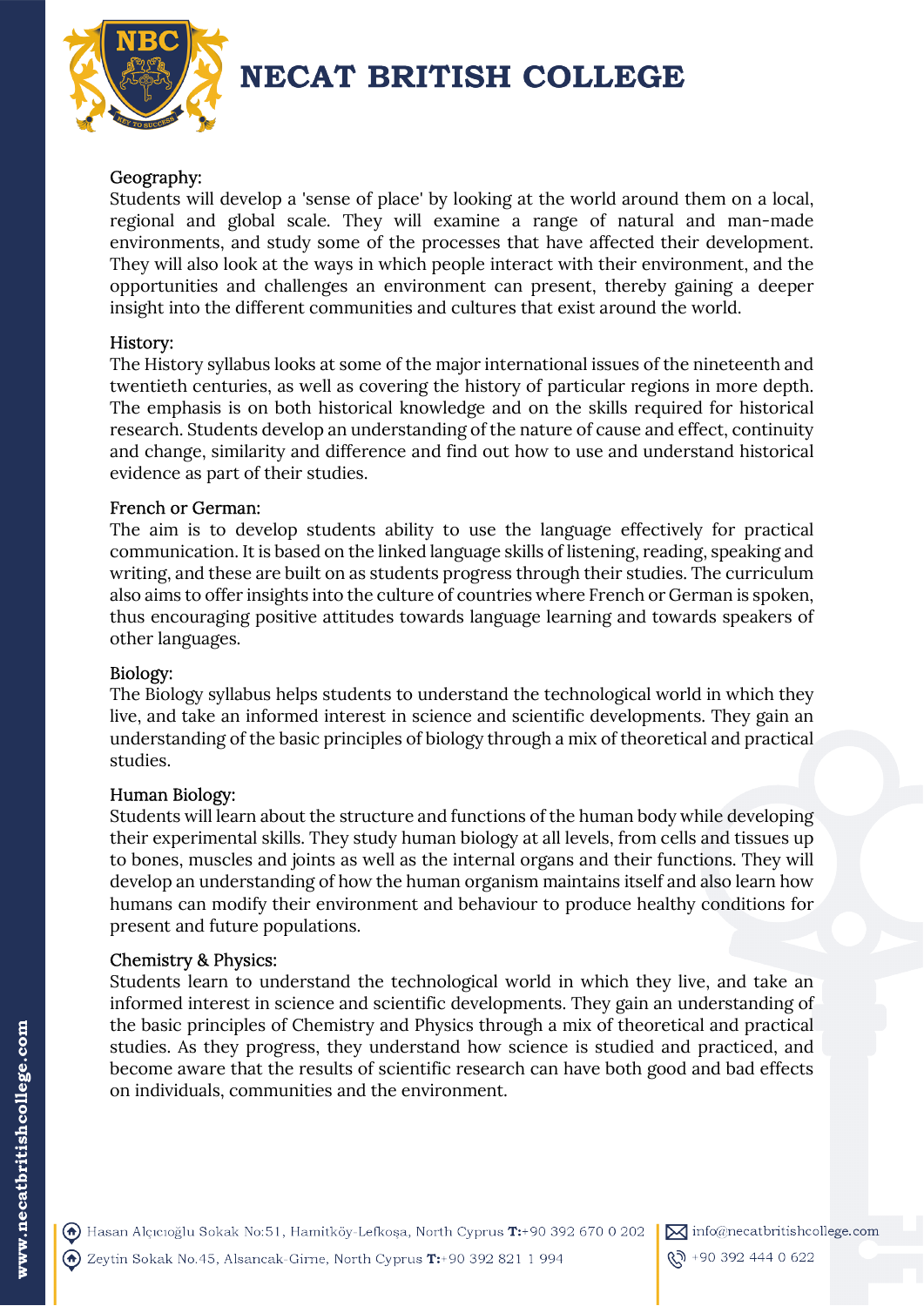## Geography:

Students will develop a 'sense of place' by looking at the world around them on a local, regional and global scale. They will examine a range of natural and man-made environments, and study some of the processes that have affected their development. They will also look at the ways in which people interact with their environment, and the opportunities and challenges an environment can present, thereby gaining a deeper insight into the different communities and cultures that exist around the world.

## History:

The History syllabus looks at some of the major international issues of the nineteenth and twentieth centuries, as well as covering the history of particular regions in more depth. The emphasis is on both historical knowledge and on the skills required for historical research. Students develop an understanding of the nature of cause and effect, continuity and change, similarity and difference and find out how to use and understand historical evidence as part of their studies.

## French or German:

The aim is to develop students ability to use the language effectively for practical communication. It is based on the linked language skills of listening, reading, speaking and writing, and these are built on as students progress through their studies. The curriculum also aims to offer insights into the culture of countries where French or German is spoken, thus encouraging positive attitudes towards language learning and towards speakers of other languages.

## Biology:

The Biology syllabus helps students to understand the technological world in which they live, and take an informed interest in science and scientific developments. They gain an understanding of the basic principles of biology through a mix of theoretical and practical studies.

## Human Biology:

Students will learn about the structure and functions of the human body while developing their experimental skills. They study human biology at all levels, from cells and tissues up to bones, muscles and joints as well as the internal organs and their functions. They will develop an understanding of how the human organism maintains itself and also learn how humans can modify their environment and behaviour to produce healthy conditions for present and future populations.

## Chemistry & Physics:

Students learn to understand the technological world in which they live, and take an informed interest in science and scientific developments. They gain an understanding of the basic principles of Chemistry and Physics through a mix of theoretical and practical studies. As they progress, they understand how science is studied and practiced, and become aware that the results of scientific research can have both good and bad effects on individuals, communities and the environment.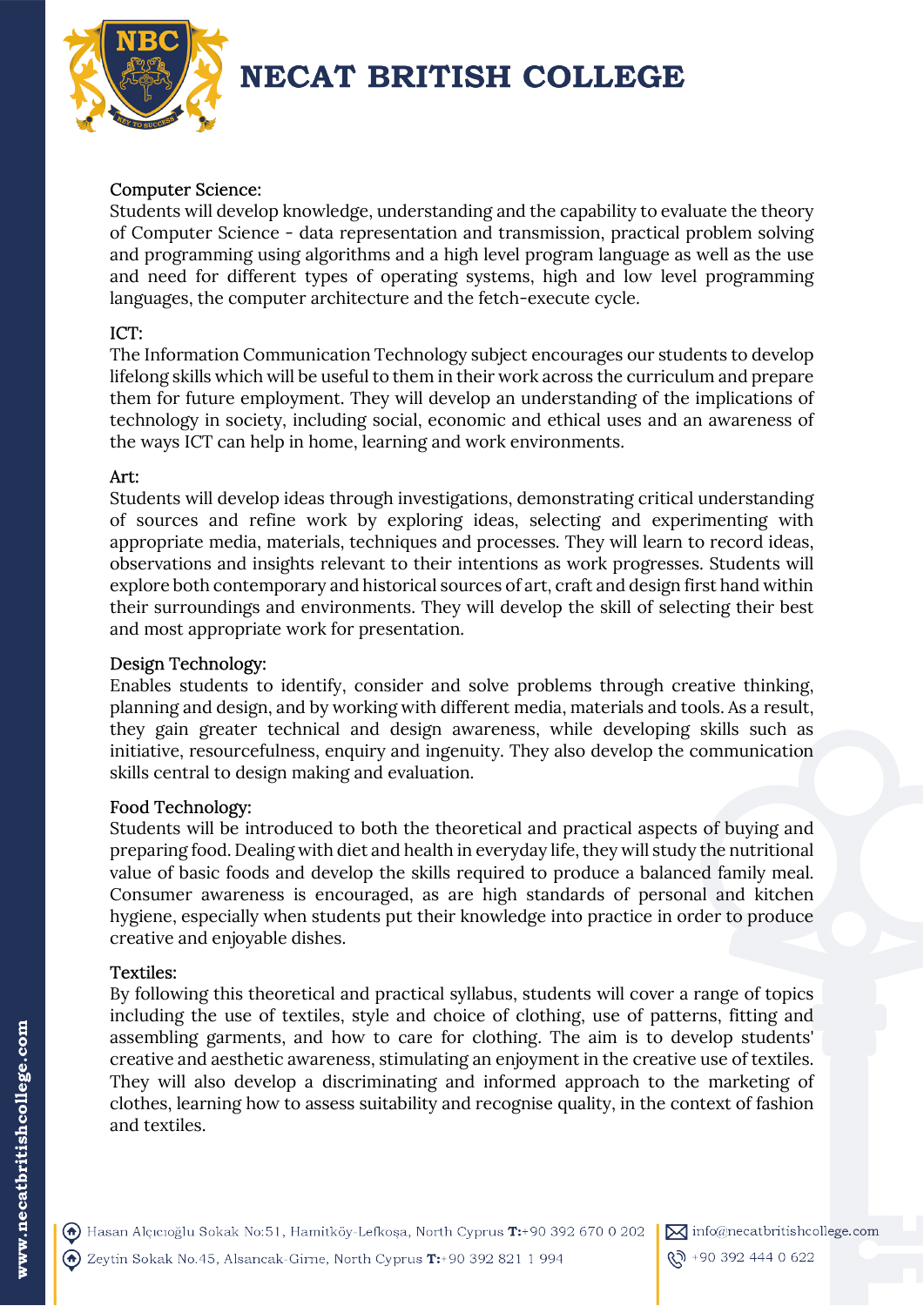## Computer Science:

Students will develop knowledge, understanding and the capability to evaluate the theory of Computer Science - data representation and transmission, practical problem solving and programming using algorithms and a high level program language as well as the use and need for different types of operating systems, high and low level programming languages, the computer architecture and the fetch-execute cycle.

## ICT:

The Information Communication Technology subject encourages our students to develop lifelong skills which will be useful to them in their work across the curriculum and prepare them for future employment. They will develop an understanding of the implications of technology in society, including social, economic and ethical uses and an awareness of the ways ICT can help in home, learning and work environments.

## Art:

Students will develop ideas through investigations, demonstrating critical understanding of sources and refine work by exploring ideas, selecting and experimenting with appropriate media, materials, techniques and processes. They will learn to record ideas, observations and insights relevant to their intentions as work progresses. Students will explore both contemporary and historical sources of art, craft and design first hand within their surroundings and environments. They will develop the skill of selecting their best and most appropriate work for presentation.

## Design Technology:

Enables students to identify, consider and solve problems through creative thinking, planning and design, and by working with different media, materials and tools. As a result, they gain greater technical and design awareness, while developing skills such as initiative, resourcefulness, enquiry and ingenuity. They also develop the communication skills central to design making and evaluation.

## Food Technology:

Students will be introduced to both the theoretical and practical aspects of buying and preparing food. Dealing with diet and health in everyday life, they will study the nutritional value of basic foods and develop the skills required to produce a balanced family meal. Consumer awareness is encouraged, as are high standards of personal and kitchen hygiene, especially when students put their knowledge into practice in order to produce creative and enjoyable dishes.

## Textiles:

By following this theoretical and practical syllabus, students will cover a range of topics including the use of textiles, style and choice of clothing, use of patterns, fitting and assembling garments, and how to care for clothing. The aim is to develop students' creative and aesthetic awareness, stimulating an enjoyment in the creative use of textiles. They will also develop a discriminating and informed approach to the marketing of clothes, learning how to assess suitability and recognise quality, in the context of fashion and textiles.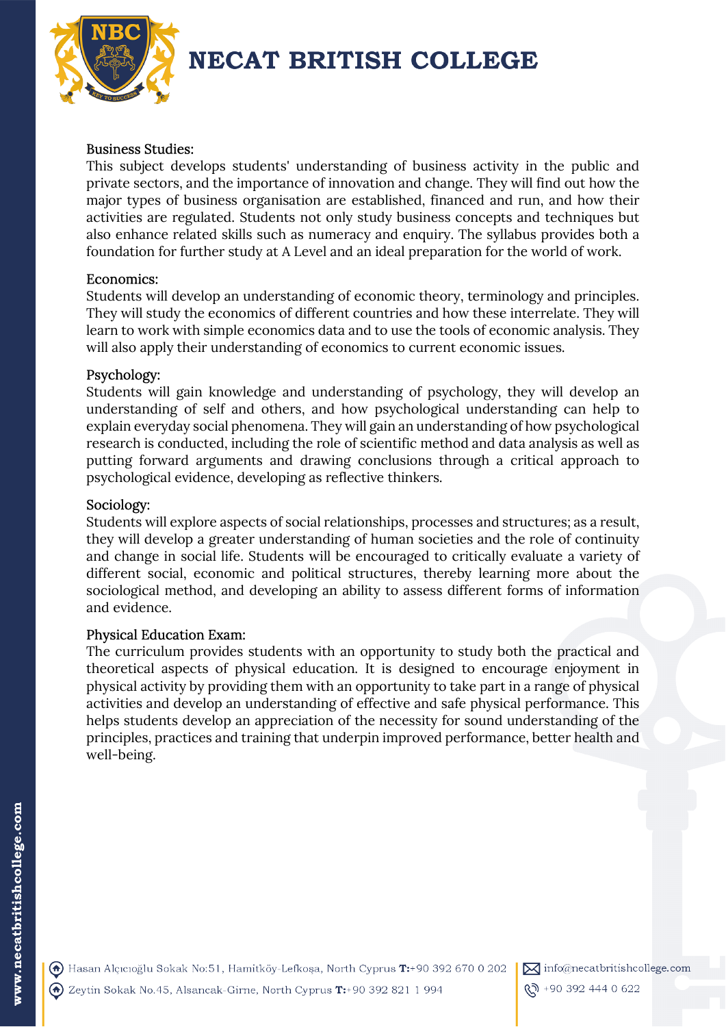Business Studies:

This subject develops students' understanding of business activity in the public and private sectors, and the importance of innovation and change. They will find out how the major types of business organisation are established, financed and run, and how their activities are regulated. Students not only study business concepts and techniques but also enhance related skills such as numeracy and enquiry. The syllabus provides both a foundation for further study at A Level and an ideal preparation for the world of work.

Economics:

Students will develop an understanding of economic theory, terminology and principles. They will study the economics of different countries and how these interrelate. They will learn to work with simple economics data and to use the tools of economic analysis. They will also apply their understanding of economics to current economic issues.

Psychology:

Students will gain knowledge and understanding of psychology, they will develop an understanding of self and others, and how psychological understanding can help to explain everyday social phenomena. They will gain an understanding of how psychological research is conducted, including the role of scientific method and data analysis as well as putting forward arguments and drawing conclusions through a critical approach to psychological evidence, developing as reflective thinkers.

Sociology:

Students will explore aspects of social relationships, processes and structures; as a result, they will develop a greater understanding of human societies and the role of continuity and change in social life. Students will be encouraged to critically evaluate a variety of different social, economic and political structures, thereby learning more about the sociological method, and developing an ability to assess different forms of information and evidence.

Physical Education Exam:

The curriculum provides students with an opportunity to study both the practical and theoretical aspects of physical education. It is designed to encourage enjoyment in physical activity by providing them with an opportunity to take part in a range of physical activities and develop an understanding of effective and safe physical performance. This helps students develop an appreciation of the necessity for sound understanding of the principles, practices and training that underpin improved performance, better health and well-being.